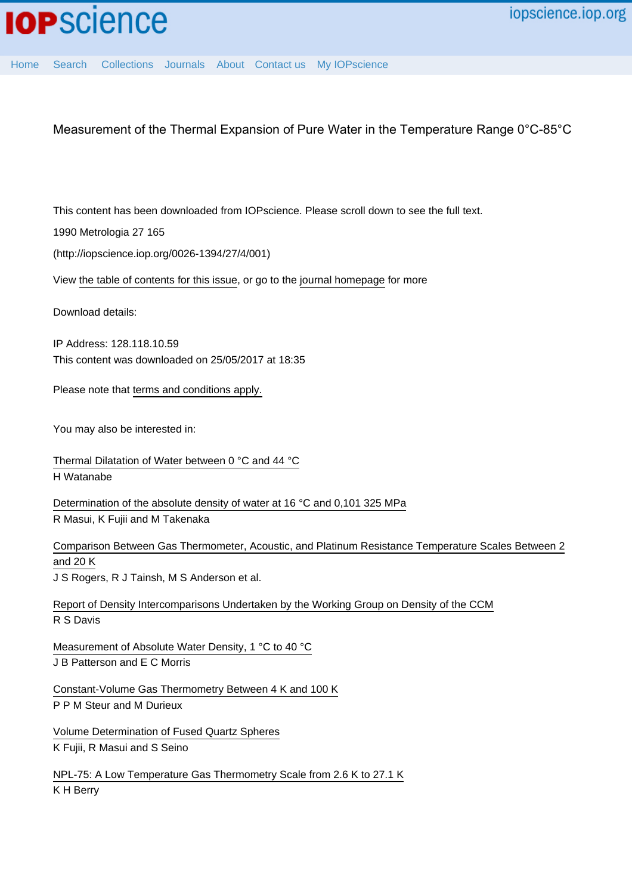# Measurement of the Thermal Expansion of Pure Water in the Temperature Range 0°C-85°C

This content has been downloaded from IOPscience. Please scroll down to see the full text.

1990 Metrologia 27 165

(http://iopscience.iop.org/0026-1394/27/4/001)

View the table of contents for this issue, or go to the journal homepage for more

Download details:

IP Address: 128.118.10.59

This content was downloaded on 25/05/2017 at 18:35

Please note that terms and conditions apply.

You may also be interested in:

Thermal Dilatation of Water between 0 °C and 44 °C
H Watanabe

Determination of the absolute density of water at 16 °C and 0,101 325 MPa
R Masui, K Fujii and M Takenaka

Comparison Between Gas Thermometer, Acoustic, and Platinum Resistance Temperature Scales Between 2 and 20 K
J S Rogers, R J Tainsh, M S Anderson et al.

Report of Density Intercomparisons Undertaken by the Working Group on Density of the CCM
R S Davis

Measurement of Absolute Water Density, 1 °C to 40 °C
J B Patterson and E C Morris

Constant-Volume Gas Thermometry Between 4 K and 100 K
P P M Steur and M Durieux

Volume Determination of Fused Quartz Spheres
K Fujii, R Masui and S Seino

NPL-75: A Low Temperature Gas Thermometry Scale from 2.6 K to 27.1 K
K H Berry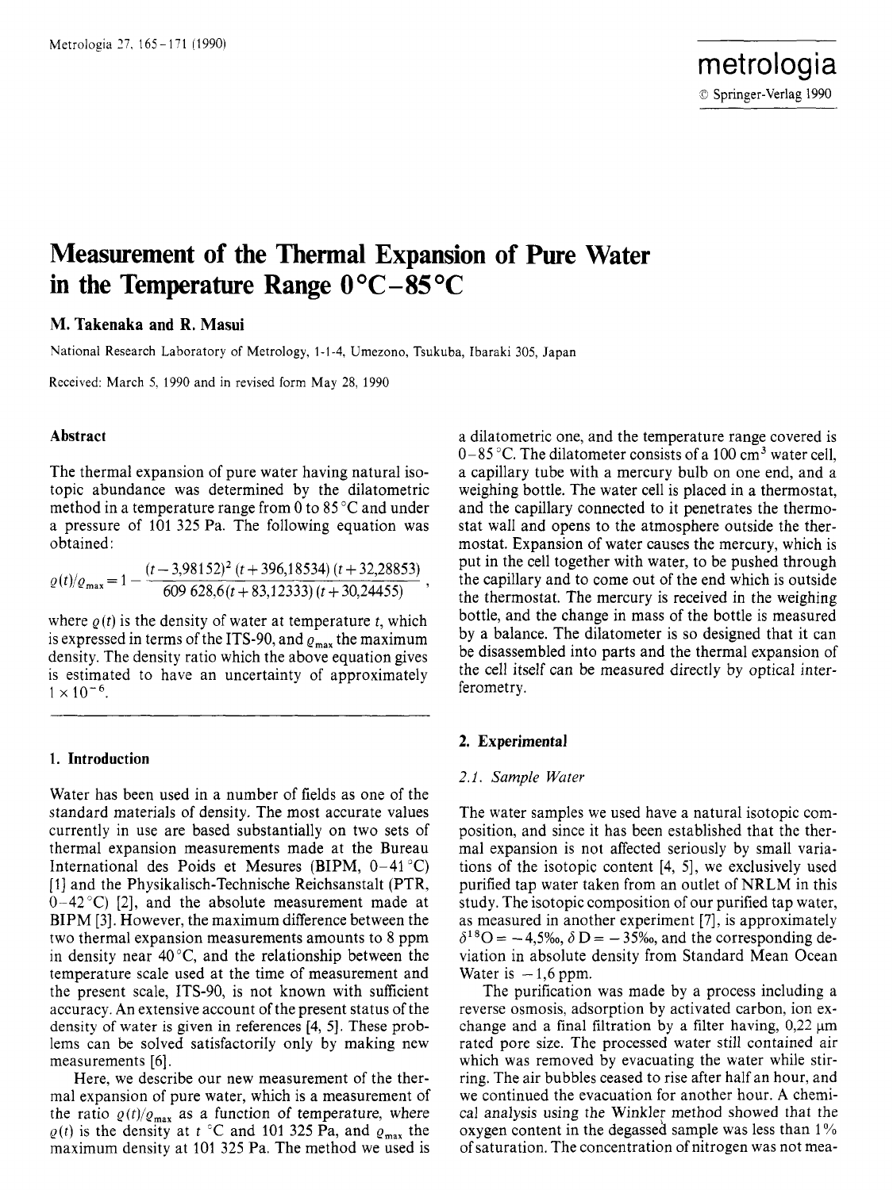# Measurement of the Thermal Expansion of Pure Water in the Temperature Range 0 °C–85 °C

**M. Takenaka and R. Masui**

National Research Laboratory of Metrology, 1-1-4, Umezono, Tsukuba, Ibaraki 305, Japan

Received: March 5, 1990 and in revised form May 28, 1990

### Abstract

The thermal expansion of pure water having natural isotopic abundance was determined by the dilatometric method in a temperature range from 0 to 85 °C and under a pressure of 101 325 Pa. The following equation was obtained:

$$\varrho(t)/\varrho_{\max} = 1 - \frac{(t - 3{,}98152)^2 \, (t + 396{,}18534) \, (t + 32{,}28853)}{609\,628{,}6 (t + 83{,}12333) \, (t + 30{,}24455)},$$

where $\varrho(t)$ is the density of water at temperature $t$, which is expressed in terms of the ITS-90, and $\varrho_{\max}$ the maximum density. The density ratio which the above equation gives is estimated to have an uncertainty of approximately $1 \times 10^{-6}$.

## 1. Introduction

Water has been used in a number of fields as one of the standard materials of density. The most accurate values currently in use are based substantially on two sets of thermal expansion measurements made at the Bureau International des Poids et Mesures (BIPM, 0–41 °C) [1] and the Physikalisch-Technische Reichsanstalt (PTR, 0–42 °C) [2], and the absolute measurement made at BIPM [3]. However, the maximum difference between the two thermal expansion measurements amounts to 8 ppm in density near 40 °C, and the relationship between the temperature scale used at the time of measurement and the present scale, ITS-90, is not known with sufficient accuracy. An extensive account of the present status of the density of water is given in references [4, 5]. These problems can be solved satisfactorily only by making new measurements [6].

Here, we describe our new measurement of the thermal expansion of pure water, which is a measurement of the ratio $\varrho(t)/\varrho_{\max}$ as a function of temperature, where $\varrho(t)$ is the density at $t$ °C and 101 325 Pa, and $\varrho_{\max}$ the maximum density at 101 325 Pa. The method we used is a dilatometric one, and the temperature range covered is 0–85 °C. The dilatometer consists of a 100 cm$^3$ water cell, a capillary tube with a mercury bulb on one end, and a weighing bottle. The water cell is placed in a thermostat, and the capillary connected to it penetrates the thermostat wall and opens to the atmosphere outside the thermostat. Expansion of water causes the mercury, which is put in the cell together with water, to be pushed through the capillary and to come out of the end which is outside the thermostat. The mercury is received in the weighing bottle, and the change in mass of the bottle is measured by a balance. The dilatometer is so designed that it can be disassembled into parts and the thermal expansion of the cell itself can be measured directly by optical interferometry.

## 2. Experimental

### *2.1. Sample Water*

The water samples we used have a natural isotopic composition, and since it has been established that the thermal expansion is not affected seriously by small variations of the isotopic content [4, 5], we exclusively used purified tap water taken from an outlet of NRLM in this study. The isotopic composition of our purified tap water, as measured in another experiment [7], is approximately $\delta^{18}O = -4{,}5‰$, $\delta D = -35‰$, and the corresponding deviation in absolute density from Standard Mean Ocean Water is $-1{,}6$ ppm.

The purification was made by a process including a reverse osmosis, adsorption by activated carbon, ion exchange and a final filtration by a filter having, 0,22 μm rated pore size. The processed water still contained air which was removed by evacuating the water while stirring. The air bubbles ceased to rise after half an hour, and we continued the evacuation for another hour. A chemical analysis using the Winkler method showed that the oxygen content in the degassed sample was less than 1% of saturation. The concentration of nitrogen was not mea-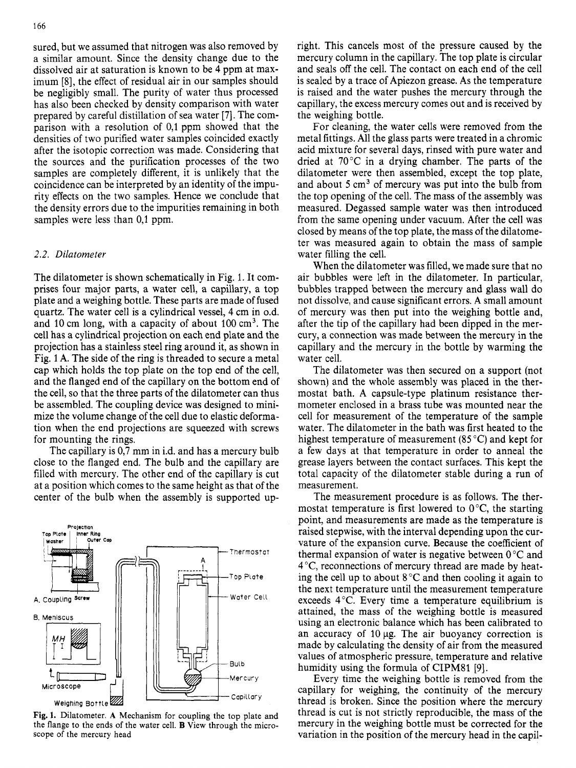sured, but we assumed that nitrogen was also removed by a similar amount. Since the density change due to the dissolved air at saturation is known to be 4 ppm at maximum [8], the effect of residual air in our samples should be negligibly small. The purity of water thus processed has also been checked by density comparison with water prepared by careful distillation of sea water [7]. The comparison with a resolution of 0,1 ppm showed that the densities of two purified water samples coincided exactly after the isotopic correction was made. Considering that the sources and the purification processes of the two samples are completely different, it is unlikely that the coincidence can be interpreted by an identity of the impurity effects on the two samples. Hence we conclude that the density errors due to the impurities remaining in both samples were less than 0,1 ppm.

### 2.2. Dilatometer

The dilatometer is shown schematically in Fig. 1. It comprises four major parts, a water cell, a capillary, a top plate and a weighing bottle. These parts are made of fused quartz. The water cell is a cylindrical vessel, 4 cm in o.d. and 10 cm long, with a capacity of about 100 cm$^3$. The cell has a cylindrical projection on each end plate and the projection has a stainless steel ring around it, as shown in Fig. 1 A. The side of the ring is threaded to secure a metal cap which holds the top plate on the top end of the cell, and the flanged end of the capillary on the bottom end of the cell, so that the three parts of the dilatometer can thus be assembled. The coupling device was designed to minimize the volume change of the cell due to elastic deformation when the end projections are squeezed with screws for mounting the rings.

The capillary is 0,7 mm in i.d. and has a mercury bulb close to the flanged end. The bulb and the capillary are filled with mercury. The other end of the capillary is cut at a position which comes to the same height as that of the center of the bulb when the assembly is supported upright. This cancels most of the pressure caused by the mercury column in the capillary. The top plate is circular and seals off the cell. The contact on each end of the cell is sealed by a trace of Apiezon grease. As the temperature is raised and the water pushes the mercury through the capillary, the excess mercury comes out and is received by the weighing bottle.

Projection
Top Plate
Inner Ring
Washer
Outer Cap
A. Coupling Screw
B. Meniscus
MH
Microscope
Weighing Bottle
Thermostat
A
Top Plate
Water Cell
Bulb
Mercury
Capillary

**Fig. 1.** Dilatometer. **A** Mechanism for coupling the top plate and the flange to the ends of the water cell. **B** View through the microscope of the mercury head

For cleaning, the water cells were removed from the metal fittings. All the glass parts were treated in a chromic acid mixture for several days, rinsed with pure water and dried at 70 °C in a drying chamber. The parts of the dilatometer were then assembled, except the top plate, and about 5 cm$^3$ of mercury was put into the bulb from the top opening of the cell. The mass of the assembly was measured. Degassed sample water was then introduced from the same opening under vacuum. After the cell was closed by means of the top plate, the mass of the dilatometer was measured again to obtain the mass of sample water filling the cell.

When the dilatometer was filled, we made sure that no air bubbles were left in the dilatometer. In particular, bubbles trapped between the mercury and glass wall do not dissolve, and cause significant errors. A small amount of mercury was then put into the weighing bottle and, after the tip of the capillary had been dipped in the mercury, a connection was made between the mercury in the capillary and the mercury in the bottle by warming the water cell.

The dilatometer was then secured on a support (not shown) and the whole assembly was placed in the thermostat bath. A capsule-type platinum resistance thermometer enclosed in a brass tube was mounted near the cell for measurement of the temperature of the sample water. The dilatometer in the bath was first heated to the highest temperature of measurement (85 °C) and kept for a few days at that temperature in order to anneal the grease layers between the contact surfaces. This kept the total capacity of the dilatometer stable during a run of measurement.

The measurement procedure is as follows. The thermostat temperature is first lowered to 0 °C, the starting point, and measurements are made as the temperature is raised stepwise, with the interval depending upon the curvature of the expansion curve. Because the coefficient of thermal expansion of water is negative between 0 °C and 4 °C, reconnections of mercury thread are made by heating the cell up to about 8 °C and then cooling it again to the next temperature until the measurement temperature exceeds 4 °C. Every time a temperature equilibrium is attained, the mass of the weighing bottle is measured using an electronic balance which has been calibrated to an accuracy of 10 µg. The air buoyancy correction is made by calculating the density of air from the measured values of atmospheric pressure, temperature and relative humidity using the formula of CIPM81 [9].

Every time the weighing bottle is removed from the capillary for weighing, the continuity of the mercury thread is broken. Since the position where the mercury thread is cut is not strictly reproducible, the mass of the mercury in the weighing bottle must be corrected for the variation in the position of the mercury head in the capil-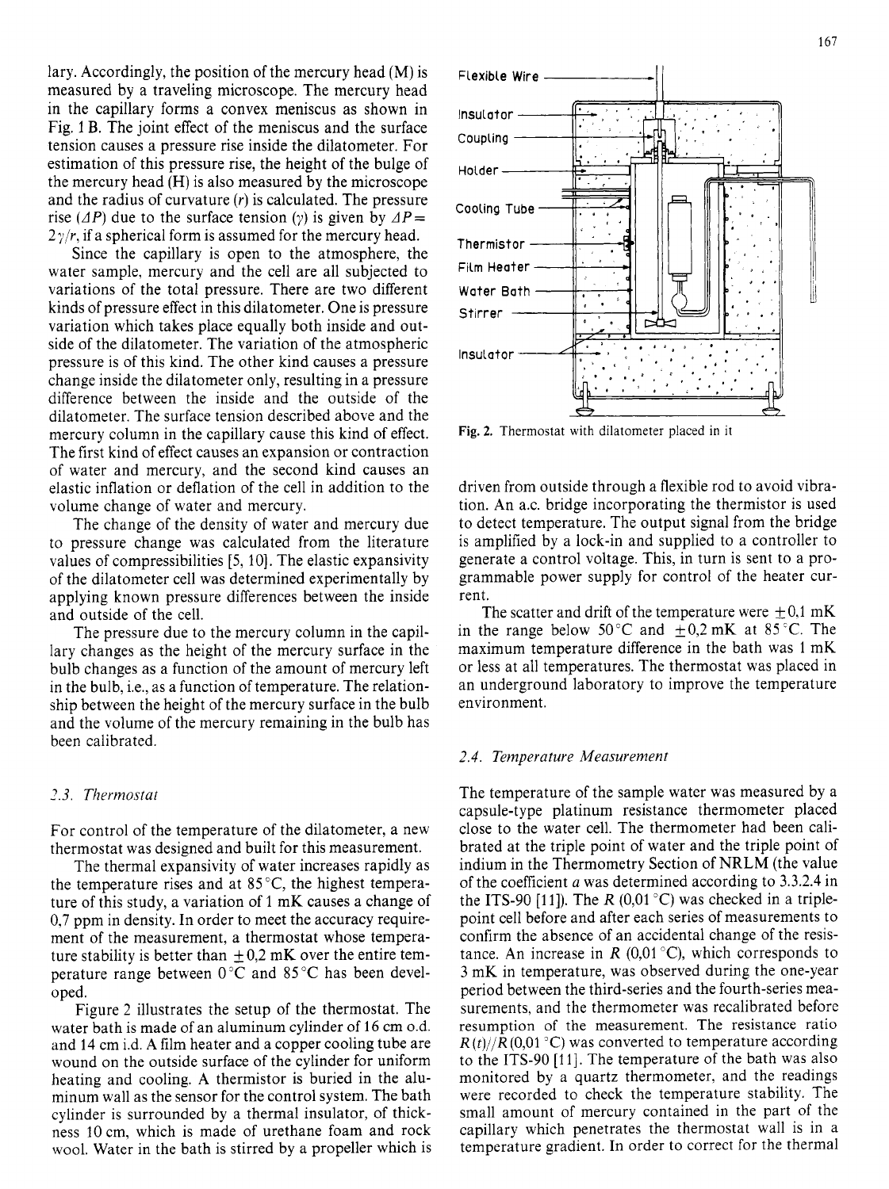lary. Accordingly, the position of the mercury head (M) is measured by a traveling microscope. The mercury head in the capillary forms a convex meniscus as shown in Fig. 1 B. The joint effect of the meniscus and the surface tension causes a pressure rise inside the dilatometer. For estimation of this pressure rise, the height of the bulge of the mercury head (H) is also measured by the microscope and the radius of curvature ($r$) is calculated. The pressure rise ($\Delta P$) due to the surface tension ($\gamma$) is given by $\Delta P = 2\gamma/r$, if a spherical form is assumed for the mercury head.

Since the capillary is open to the atmosphere, the water sample, mercury and the cell are all subjected to variations of the total pressure. There are two different kinds of pressure effect in this dilatometer. One is pressure variation which takes place equally both inside and outside of the dilatometer. The variation of the atmospheric pressure is of this kind. The other kind causes a pressure change inside the dilatometer only, resulting in a pressure difference between the inside and the outside of the dilatometer. The surface tension described above and the mercury column in the capillary cause this kind of effect. The first kind of effect causes an expansion or contraction of water and mercury, and the second kind causes an elastic inflation or deflation of the cell in addition to the volume change of water and mercury.

The change of the density of water and mercury due to pressure change was calculated from the literature values of compressibilities [5, 10]. The elastic expansivity of the dilatometer cell was determined experimentally by applying known pressure differences between the inside and outside of the cell.

The pressure due to the mercury column in the capillary changes as the height of the mercury surface in the bulb changes as a function of the amount of mercury left in the bulb, i.e., as a function of temperature. The relationship between the height of the mercury surface in the bulb and the volume of the mercury remaining in the bulb has been calibrated.

### 2.3. Thermostat

For control of the temperature of the dilatometer, a new thermostat was designed and built for this measurement.

The thermal expansivity of water increases rapidly as the temperature rises and at 85 °C, the highest temperature of this study, a variation of 1 mK causes a change of 0,7 ppm in density. In order to meet the accuracy requirement of the measurement, a thermostat whose temperature stability is better than ±0,2 mK over the entire temperature range between 0 °C and 85 °C has been developed.

Figure 2 illustrates the setup of the thermostat. The water bath is made of an aluminum cylinder of 16 cm o.d. and 14 cm i.d. A film heater and a copper cooling tube are wound on the outside surface of the cylinder for uniform heating and cooling. A thermistor is buried in the aluminum wall as the sensor for the control system. The bath cylinder is surrounded by a thermal insulator, of thickness 10 cm, which is made of urethane foam and rock wool. Water in the bath is stirred by a propeller which is driven from outside through a flexible rod to avoid vibration. An a.c. bridge incorporating the thermistor is used to detect temperature. The output signal from the bridge is amplified by a lock-in and supplied to a controller to generate a control voltage. This, in turn is sent to a programmable power supply for control of the heater current.

Flexible Wire
Insulator
Coupling
Holder
Cooling Tube
Thermistor
Film Heater
Water Bath
Stirrer
Insulator

Fig. 2. Thermostat with dilatometer placed in it

The scatter and drift of the temperature were ±0,1 mK in the range below 50 °C and ±0,2 mK at 85 °C. The maximum temperature difference in the bath was 1 mK or less at all temperatures. The thermostat was placed in an underground laboratory to improve the temperature environment.

### 2.4. Temperature Measurement

The temperature of the sample water was measured by a capsule-type platinum resistance thermometer placed close to the water cell. The thermometer had been calibrated at the triple point of water and the triple point of indium in the Thermometry Section of NRLM (the value of the coefficient $a$ was determined according to 3.3.2.4 in the ITS-90 [11]). The $R$ (0,01 °C) was checked in a triple-point cell before and after each series of measurements to confirm the absence of an accidental change of the resistance. An increase in $R$ (0,01 °C), which corresponds to 3 mK in temperature, was observed during the one-year period between the third-series and the fourth-series measurements, and the thermometer was recalibrated before resumption of the measurement. The resistance ratio $R(t)/R\,(0{,}01\ ^\circ\mathrm{C})$ was converted to temperature according to the ITS-90 [11]. The temperature of the bath was also monitored by a quartz thermometer, and the readings were recorded to check the temperature stability. The small amount of mercury contained in the part of the capillary which penetrates the thermostat wall is in a temperature gradient. In order to correct for the thermal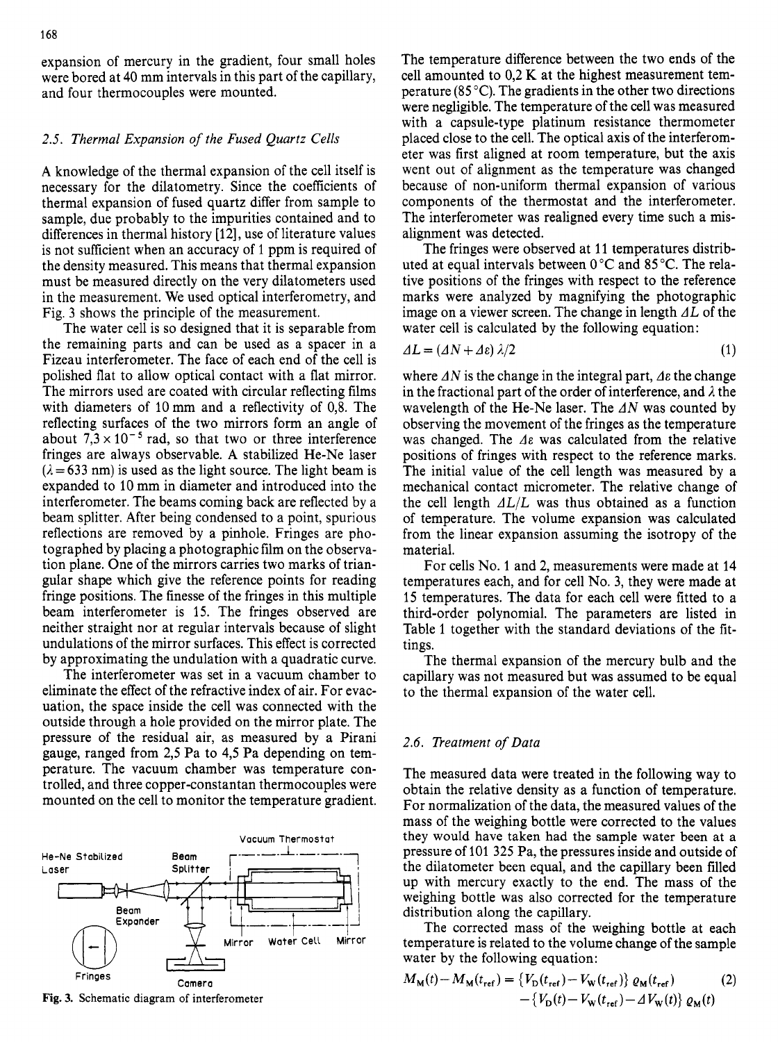expansion of mercury in the gradient, four small holes were bored at 40 mm intervals in this part of the capillary, and four thermocouples were mounted.

### 2.5. Thermal Expansion of the Fused Quartz Cells

A knowledge of the thermal expansion of the cell itself is necessary for the dilatometry. Since the coefficients of thermal expansion of fused quartz differ from sample to sample, due probably to the impurities contained and to differences in thermal history [12], use of literature values is not sufficient when an accuracy of 1 ppm is required of the density measured. This means that thermal expansion must be measured directly on the very dilatometers used in the measurement. We used optical interferometry, and Fig. 3 shows the principle of the measurement.

The water cell is so designed that it is separable from the remaining parts and can be used as a spacer in a Fizeau interferometer. The face of each end of the cell is polished flat to allow optical contact with a flat mirror. The mirrors used are coated with circular reflecting films with diameters of 10 mm and a reflectivity of 0,8. The reflecting surfaces of the two mirrors form an angle of about $7{,}3 \times 10^{-5}$ rad, so that two or three interference fringes are always observable. A stabilized He-Ne laser ($\lambda = 633$ nm) is used as the light source. The light beam is expanded to 10 mm in diameter and introduced into the interferometer. The beams coming back are reflected by a beam splitter. After being condensed to a point, spurious reflections are removed by a pinhole. Fringes are photographed by placing a photographic film on the observation plane. One of the mirrors carries two marks of triangular shape which give the reference points for reading fringe positions. The finesse of the fringes in this multiple beam interferometer is 15. The fringes observed are neither straight nor at regular intervals because of slight undulations of the mirror surfaces. This effect is corrected by approximating the undulation with a quadratic curve.

The interferometer was set in a vacuum chamber to eliminate the effect of the refractive index of air. For evacuation, the space inside the cell was connected with the outside through a hole provided on the mirror plate. The pressure of the residual air, as measured by a Pirani gauge, ranged from 2,5 Pa to 4,5 Pa depending on temperature. The vacuum chamber was temperature controlled, and three copper-constantan thermocouples were mounted on the cell to monitor the temperature gradient.

Fig. 3. Schematic diagram of interferometer

The temperature difference between the two ends of the cell amounted to 0,2 K at the highest measurement temperature (85 °C). The gradients in the other two directions were negligible. The temperature of the cell was measured with a capsule-type platinum resistance thermometer placed close to the cell. The optical axis of the interferometer was first aligned at room temperature, but the axis went out of alignment as the temperature was changed because of non-uniform thermal expansion of various components of the thermostat and the interferometer. The interferometer was realigned every time such a misalignment was detected.

The fringes were observed at 11 temperatures distributed at equal intervals between 0 °C and 85 °C. The relative positions of the fringes with respect to the reference marks were analyzed by magnifying the photographic image on a viewer screen. The change in length $\Delta L$ of the water cell is calculated by the following equation:

$$\Delta L = (\Delta N + \Delta \varepsilon)\, \lambda/2 \tag{1}$$

where $\Delta N$ is the change in the integral part, $\Delta \varepsilon$ the change in the fractional part of the order of interference, and $\lambda$ the wavelength of the He-Ne laser. The $\Delta N$ was counted by observing the movement of the fringes as the temperature was changed. The $\Delta \varepsilon$ was calculated from the relative positions of fringes with respect to the reference marks. The initial value of the cell length was measured by a mechanical contact micrometer. The relative change of the cell length $\Delta L/L$ was thus obtained as a function of temperature. The volume expansion was calculated from the linear expansion assuming the isotropy of the material.

For cells No. 1 and 2, measurements were made at 14 temperatures each, and for cell No. 3, they were made at 15 temperatures. The data for each cell were fitted to a third-order polynomial. The parameters are listed in Table 1 together with the standard deviations of the fittings.

The thermal expansion of the mercury bulb and the capillary was not measured but was assumed to be equal to the thermal expansion of the water cell.

### 2.6. Treatment of Data

The measured data were treated in the following way to obtain the relative density as a function of temperature. For normalization of the data, the measured values of the mass of the weighing bottle were corrected to the values they would have taken had the sample water been at a pressure of 101 325 Pa, the pressures inside and outside of the dilatometer been equal, and the capillary been filled up with mercury exactly to the end. The mass of the weighing bottle was also corrected for the temperature distribution along the capillary.

The corrected mass of the weighing bottle at each temperature is related to the volume change of the sample water by the following equation:

$$\begin{aligned} M_{\mathrm{M}}(t) - M_{\mathrm{M}}(t_{\mathrm{ref}}) = {} & \{V_{\mathrm{D}}(t_{\mathrm{ref}}) - V_{\mathrm{W}}(t_{\mathrm{ref}})\}\, \varrho_{\mathrm{M}}(t_{\mathrm{ref}}) \\ & - \{V_{\mathrm{D}}(t) - V_{\mathrm{W}}(t_{\mathrm{ref}}) - \Delta V_{\mathrm{W}}(t)\}\, \varrho_{\mathrm{M}}(t) \end{aligned} \tag{2}$$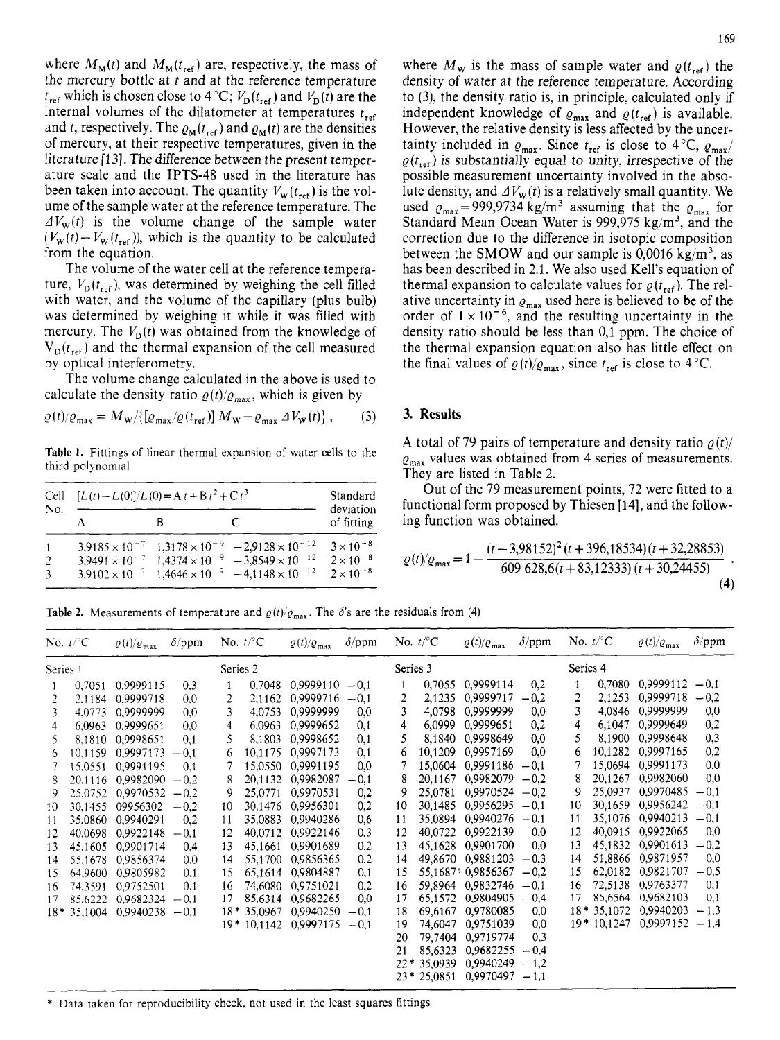where $M_M(t)$ and $M_M(t_{ref})$ are, respectively, the mass of the mercury bottle at $t$ and at the reference temperature $t_{ref}$ which is chosen close to 4 °C; $V_D(t_{ref})$ and $V_D(t)$ are the internal volumes of the dilatometer at temperatures $t_{ref}$ and $t$, respectively. The $\varrho_M(t_{ref})$ and $\varrho_M(t)$ are the densities of mercury, at their respective temperatures, given in the literature [13]. The difference between the present temperature scale and the IPTS-48 used in the literature has been taken into account. The quantity $V_W(t_{ref})$ is the volume of the sample water at the reference temperature. The $\Delta V_W(t)$ is the volume change of the sample water ($V_W(t) - V_W(t_{ref})$), which is the quantity to be calculated from the equation.

The volume of the water cell at the reference temperature, $V_D(t_{ref})$, was determined by weighing the cell filled with water, and the volume of the capillary (plus bulb) was determined by weighing it while it was filled with mercury. The $V_D(t)$ was obtained from the knowledge of $V_D(t_{ref})$ and the thermal expansion of the cell measured by optical interferometry.

The volume change calculated in the above is used to calculate the density ratio $\varrho(t)/\varrho_{max}$, which is given by

$$\varrho(t)/\varrho_{max} = M_W/\{[\varrho_{max}/\varrho(t_{ref})]\, M_W + \varrho_{max}\, \Delta V_W(t)\}\,, \tag{3}$$

**Table 1.** Fittings of linear thermal expansion of water cells to the third polynomial

| Cell No. | $[L(t)-L(0)]/L(0) = A\,t + B\,t^2 + C\,t^3$ | | | Standard deviation of fitting |
|---|---|---|---|---|
| | A | B | C | |
| 1 | $3.9185 \times 10^{-7}$ | $1.3178 \times 10^{-9}$ | $-2.9128 \times 10^{-12}$ | $3 \times 10^{-8}$ |
| 2 | $3.9491 \times 10^{-7}$ | $1.4374 \times 10^{-9}$ | $-3.8549 \times 10^{-12}$ | $2 \times 10^{-8}$ |
| 3 | $3.9102 \times 10^{-7}$ | $1.4646 \times 10^{-9}$ | $-4.1148 \times 10^{-12}$ | $2 \times 10^{-8}$ |

where $M_W$ is the mass of sample water and $\varrho(t_{ref})$ the density of water at the reference temperature. According to (3), the density ratio is, in principle, calculated only if independent knowledge of $\varrho_{max}$ and $\varrho(t_{ref})$ is available. However, the relative density is less affected by the uncertainty included in $\varrho_{max}$. Since $t_{ref}$ is close to 4 °C, $\varrho_{max}/\varrho(t_{ref})$ is substantially equal to unity, irrespective of the possible measurement uncertainty involved in the absolute density, and $\Delta V_W(t)$ is a relatively small quantity. We used $\varrho_{max} = 999{,}9734$ kg/m$^3$ assuming that the $\varrho_{max}$ for Standard Mean Ocean Water is 999,975 kg/m$^3$, and the correction due to the difference in isotopic composition between the SMOW and our sample is 0,0016 kg/m$^3$, as has been described in 2.1. We also used Kell's equation of thermal expansion to calculate values for $\varrho(t_{ref})$. The relative uncertainty in $\varrho_{max}$ used here is believed to be of the order of $1 \times 10^{-6}$, and the resulting uncertainty in the density ratio should be less than 0,1 ppm. The choice of the thermal expansion equation also has little effect on the final values of $\varrho(t)/\varrho_{max}$, since $t_{ref}$ is close to 4 °C.

## 3. Results

A total of 79 pairs of temperature and density ratio $\varrho(t)/\varrho_{max}$ values was obtained from 4 series of measurements. They are listed in Table 2.

Out of the 79 measurement points, 72 were fitted to a functional form proposed by Thiesen [14], and the following function was obtained.

$$\varrho(t)/\varrho_{max} = 1 - \frac{(t-3{,}98152)^2\,(t+396{,}18534)\,(t+32{,}28853)}{609\,628{,}6\,(t+83{,}12333)\,(t+30{,}24455)}\,. \tag{4}$$

**Table 2.** Measurements of temperature and $\varrho(t)/\varrho_{max}$. The $\delta$'s are the residuals from (4)

| No. | $t$/°C | $\varrho(t)/\varrho_{max}$ | $\delta$/ppm | No. | $t$/°C | $\varrho(t)/\varrho_{max}$ | $\delta$/ppm | No. | $t$/°C | $\varrho(t)/\varrho_{max}$ | $\delta$/ppm | No. | $t$/°C | $\varrho(t)/\varrho_{max}$ | $\delta$/ppm |
|---|---|---|---|---|---|---|---|---|---|---|---|---|---|---|---|
| Series 1 | | | | Series 2 | | | | Series 3 | | | | Series 4 | | | |
| 1 | 0,7051 | 0,9999115 | 0,3 | 1 | 0,7048 | 0,9999110 | −0,1 | 1 | 0,7055 | 0,9999114 | 0,2 | 1 | 0,7080 | 0,9999112 | −0,1 |
| 2 | 2,1184 | 0,9999718 | 0,0 | 2 | 2,1162 | 0,9999716 | −0,1 | 2 | 2,1235 | 0,9999717 | −0,2 | 2 | 2,1253 | 0,9999718 | −0,2 |
| 3 | 4,0773 | 0,9999999 | 0,0 | 3 | 4,0753 | 0,9999999 | 0,0 | 3 | 4,0798 | 0,9999999 | 0,0 | 3 | 4,0846 | 0,9999999 | 0,0 |
| 4 | 6,0963 | 0,9999651 | 0,0 | 4 | 6,0963 | 0,9999652 | 0,1 | 4 | 6,0999 | 0,9999651 | 0,2 | 4 | 6,1047 | 0,9999649 | 0,2 |
| 5 | 8,1810 | 0,9998651 | 0,1 | 5 | 8,1803 | 0,9998652 | 0,1 | 5 | 8,1840 | 0,9998649 | 0,0 | 5 | 8,1900 | 0,9998648 | 0,3 |
| 6 | 10,1159 | 0,9997173 | −0,1 | 6 | 10,1175 | 0,9997173 | 0,1 | 6 | 10,1209 | 0,9997169 | 0,0 | 6 | 10,1282 | 0,9997165 | 0,2 |
| 7 | 15,0551 | 0,9991195 | 0,1 | 7 | 15,0550 | 0,9991195 | 0,0 | 7 | 15,0604 | 0,9991186 | −0,1 | 7 | 15,0694 | 0,9991173 | 0,0 |
| 8 | 20,1116 | 0,9982090 | −0,2 | 8 | 20,1132 | 0,9982087 | −0,1 | 8 | 20,1167 | 0,9982079 | −0,2 | 8 | 20,1267 | 0,9982060 | 0,0 |
| 9 | 25,0752 | 0,9970532 | −0,2 | 9 | 25,0771 | 0,9970531 | 0,2 | 9 | 25,0781 | 0,9970524 | −0,2 | 9 | 25,0937 | 0,9970485 | −0,1 |
| 10 | 30,1455 | 09956302 | −0,2 | 10 | 30,1476 | 0,9956301 | 0,2 | 10 | 30,1485 | 0,9956295 | −0,1 | 10 | 30,1659 | 0,9956242 | −0,1 |
| 11 | 35,0860 | 0,9940291 | 0,2 | 11 | 35,0883 | 0,9940286 | 0,6 | 11 | 35,0894 | 0,9940276 | −0,1 | 11 | 35,1076 | 0,9940213 | −0,1 |
| 12 | 40,0698 | 0,9922148 | −0,1 | 12 | 40,0712 | 0,9922146 | 0,3 | 12 | 40,0722 | 0,9922139 | 0,0 | 12 | 40,0915 | 0,9922065 | 0,0 |
| 13 | 45,1605 | 0,9901714 | 0,4 | 13 | 45,1661 | 0,9901689 | 0,2 | 13 | 45,1628 | 0,9901700 | 0,0 | 13 | 45,1832 | 0,9901613 | −0,2 |
| 14 | 55,1678 | 0,9856374 | 0,0 | 14 | 55,1700 | 0,9856365 | 0,2 | 14 | 49,8670 | 0,9881203 | −0,3 | 14 | 51,8866 | 0,9871957 | 0,0 |
| 15 | 64,9600 | 0,9805982 | 0,1 | 15 | 65,1614 | 0,9804887 | 0,1 | 15 | 55,1687 | 0,9856367 | −0,2 | 15 | 62,0182 | 0,9821707 | −0,5 |
| 16 | 74,3591 | 0,9752501 | 0,1 | 16 | 74,6080 | 0,9751021 | 0,2 | 16 | 59,8964 | 0,9832746 | −0,1 | 16 | 72,5138 | 0,9763377 | 0,1 |
| 17 | 85,6222 | 0,9682324 | −0,1 | 17 | 85,6314 | 0,9682265 | 0,0 | 17 | 65,1572 | 0,9804905 | −0,4 | 17 | 85,6564 | 0,9682103 | 0,1 |
| 18* | 35,1004 | 0,9940238 | −0,1 | 18* | 35,0967 | 0,9940250 | −0,1 | 18 | 69,6167 | 0,9780085 | 0,0 | 18* | 35,1072 | 0,9940203 | −1,3 |
| | | | | 19* | 10,1142 | 0,9997175 | −0,1 | 19 | 74,6047 | 0,9751039 | 0,0 | 19* | 10,1247 | 0,9997152 | −1,4 |
| | | | | | | | | 20 | 79,7404 | 0,9719774 | 0,3 | | | | |
| | | | | | | | | 21 | 85,6323 | 0,9682255 | −0,4 | | | | |
| | | | | | | | | 22* | 35,0939 | 0,9940249 | −1,2 | | | | |
| | | | | | | | | 23* | 25,0851 | 0,9970497 | −1,1 | | | | |

\* Data taken for reproducibility check, not used in the least squares fittings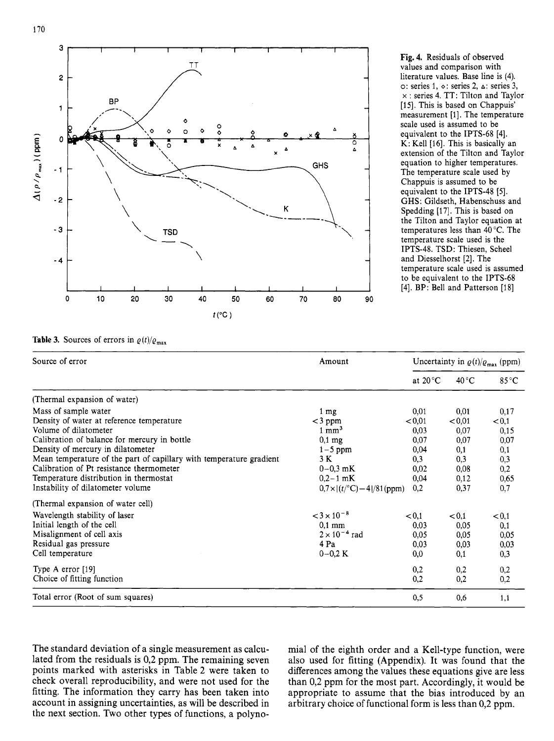**Fig. 4.** Residuals of observed values and comparison with literature values. Base line is (4). o: series 1, ◇: series 2, △: series 3, ×: series 4. TT: Tilton and Taylor [15]. This is based on Chappuis' measurement [1]. The temperature scale used is assumed to be equivalent to the IPTS-68 [4]. K: Kell [16]. This is basically an extension of the Tilton and Taylor equation to higher temperatures. The temperature scale used by Chappuis is assumed to be equivalent to the IPTS-48 [5]. GHS: Gildseth, Habenschuss and Spedding [17]. This is based on the Tilton and Taylor equation at temperatures less than 40 °C. The temperature scale used is the IPTS-48. TSD: Thiesen, Scheel and Diesselhorst [2]. The temperature scale used is assumed to be equivalent to the IPTS-68 [4]. BP: Bell and Patterson [18]

**Table 3.** Sources of errors in $\varrho(t)/\varrho_{max}$

| Source of error | Amount | Uncertainty in $\varrho(t)/\varrho_{max}$ (ppm) | | |
|---|---|---|---|---|
| | | at 20 °C | 40 °C | 85 °C |
| (Thermal expansion of water) | | | | |
| Mass of sample water | 1 mg | 0,01 | 0,01 | 0,17 |
| Density of water at reference temperature | <3 ppm | <0,01 | <0,01 | <0,1 |
| Volume of dilatometer | 1 mm$^3$ | 0,03 | 0,07 | 0,15 |
| Calibration of balance for mercury in bottle | 0,1 mg | 0,07 | 0,07 | 0,07 |
| Density of mercury in dilatometer | 1–5 ppm | 0,04 | 0,1 | 0,1 |
| Mean temperature of the part of capillary with temperature gradient | 3 K | 0,3 | 0,3 | 0,3 |
| Calibration of Pt resistance thermometer | 0–0,3 mK | 0,02 | 0,08 | 0,2 |
| Temperature distribution in thermostat | 0,2–1 mK | 0,04 | 0,12 | 0,65 |
| Instability of dilatometer volume | $0{,}7\times\lvert(t/°\mathrm{C})-4\rvert/81$ (ppm) | 0,2 | 0,37 | 0,7 |
| (Thermal expansion of water cell) | | | | |
| Wavelength stability of laser | $<3\times10^{-8}$ | <0,1 | <0,1 | <0,1 |
| Initial length of the cell | 0,1 mm | 0,03 | 0,05 | 0,1 |
| Misalignment of cell axis | $2\times10^{-4}$ rad | 0,05 | 0,05 | 0,05 |
| Residual gas pressure | 4 Pa | 0,03 | 0,03 | 0,03 |
| Cell temperature | 0–0,2 K | 0,0 | 0,1 | 0,3 |
| Type A error [19] | | 0,2 | 0,2 | 0,2 |
| Choice of fitting function | | 0,2 | 0,2 | 0,2 |
| Total error (Root of sum squares) | | 0,5 | 0,6 | 1,1 |

The standard deviation of a single measurement as calculated from the residuals is 0,2 ppm. The remaining seven points marked with asterisks in Table 2 were taken to check overall reproducibility, and were not used for the fitting. The information they carry has been taken into account in assigning uncertainties, as will be described in the next section. Two other types of functions, a polynomial of the eighth order and a Kell-type function, were also used for fitting (Appendix). It was found that the differences among the values these equations give are less than 0,2 ppm for the most part. Accordingly, it would be appropriate to assume that the bias introduced by an arbitrary choice of functional form is less than 0,2 ppm.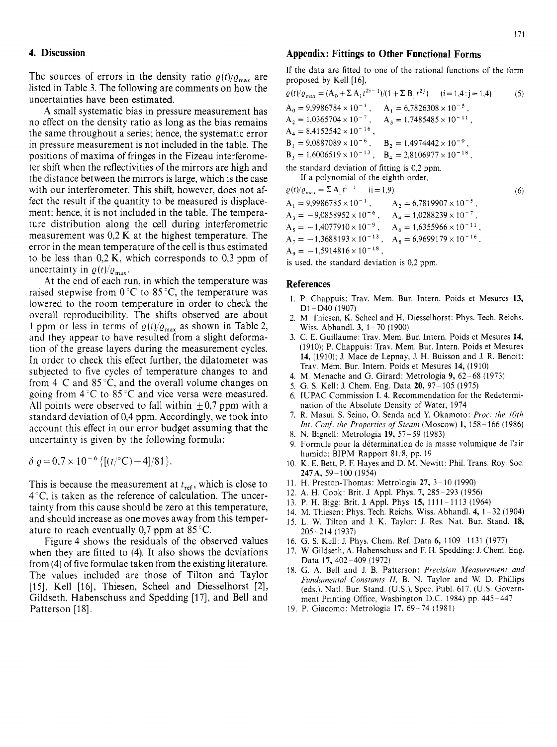## 4. Discussion

The sources of errors in the density ratio $\varrho(t)/\varrho_{max}$ are listed in Table 3. The following are comments on how the uncertainties have been estimated.

A small systematic bias in pressure measurement has no effect on the density ratio as long as the bias remains the same throughout a series; hence, the systematic error in pressure measurement is not included in the table. The positions of maxima of fringes in the Fizeau interferometer shift when the reflectivities of the mirrors are high and the distance between the mirrors is large, which is the case with our interferometer. This shift, however, does not affect the result if the quantity to be measured is displacement; hence, it is not included in the table. The temperature distribution along the cell during interferometric measurement was 0,2 K at the highest temperature. The error in the mean temperature of the cell is thus estimated to be less than 0,2 K, which corresponds to 0,3 ppm of uncertainty in $\varrho(t)/\varrho_{max}$.

At the end of each run, in which the temperature was raised stepwise from 0 °C to 85 °C, the temperature was lowered to the room temperature in order to check the overall reproducibility. The shifts observed are about 1 ppm or less in terms of $\varrho(t)/\varrho_{max}$ as shown in Table 2, and they appear to have resulted from a slight deformation of the grease layers during the measurement cycles. In order to check this effect further, the dilatometer was subjected to five cycles of temperature changes to and from 4 °C and 85 °C, and the overall volume changes on going from 4 °C to 85 °C and vice versa were measured. All points were observed to fall within ±0,7 ppm with a standard deviation of 0,4 ppm. Accordingly, we took into account this effect in our error budget assuming that the uncertainty is given by the following formula:

$$\delta \varrho = 0{,}7 \times 10^{-6}\{[(t/°C) - 4]/81\}.$$

This is because the measurement at $t_{ref}$, which is close to 4 °C, is taken as the reference of calculation. The uncertainty from this cause should be zero at this temperature, and should increase as one moves away from this temperature to reach eventually 0,7 ppm at 85 °C.

Figure 4 shows the residuals of the observed values when they are fitted to (4). It also shows the deviations from (4) of five formulae taken from the existing literature. The values included are those of Tilton and Taylor [15], Kell [16], Thiesen, Scheel and Diesselhorst [2], Gildseth, Habenschuss and Spedding [17], and Bell and Patterson [18].

## Appendix: Fittings to Other Functional Forms

If the data are fitted to one of the rational functions of the form proposed by Kell [16],

$$\varrho(t)/\varrho_{max} = (A_0 + \Sigma A_i t^{2i-1})/(1 + \Sigma B_j t^{2j}) \quad (i = 1{,}4 ; j = 1{,}4) \tag{5}$$

$A_0 = 9{,}9986784 \times 10^{-1}$, $A_1 = 6{,}7826308 \times 10^{-5}$,
$A_2 = 1{,}0365704 \times 10^{-7}$, $A_3 = 1{,}7485485 \times 10^{-11}$,
$A_4 = 8{,}4152542 \times 10^{-16}$,
$B_1 = 9{,}0887089 \times 10^{-6}$, $B_2 = 1{,}4974442 \times 10^{-9}$,
$B_3 = 1{,}6006519 \times 10^{-13}$, $B_4 = 2{,}8106977 \times 10^{-18}$,

the standard deviation of fitting is 0,2 ppm.

If a polynomial of the eighth order,

$$\varrho(t)/\varrho_{max} = \Sigma A_i t^{i-1} \quad (i = 1{,}9) \tag{6}$$

$A_1 = 9{,}9986785 \times 10^{-1}$, $A_2 = 6{,}7819907 \times 10^{-5}$,
$A_3 = -9{,}0858952 \times 10^{-6}$, $A_4 = 1{,}0288239 \times 10^{-7}$,
$A_5 = -1{,}4077910 \times 10^{-9}$, $A_6 = 1{,}6355966 \times 10^{-11}$,
$A_7 = -1{,}3688193 \times 10^{-13}$, $A_8 = 6{,}9699179 \times 10^{-16}$,
$A_9 = -1{,}5914816 \times 10^{-18}$,

is used, the standard deviation is 0,2 ppm.

## References

1. P. Chappuis: Trav. Mem. Bur. Intern. Poids et Mesures **13**, D1–D40 (1907)
2. M. Thiesen, K. Scheel and H. Diesselhorst: Phys. Tech. Reichs. Wiss. Abhandl. **3**, 1–70 (1900)
3. C. E. Guillaume: Trav. Mem. Bur. Intern. Poids et Mesures **14**, (1910); P. Chappuis: Trav. Mem. Bur. Intern. Poids et Mesures **14**, (1910); J. Mace de Lepnay, J. H. Buisson and J. R. Benoit: Trav. Mem. Bur. Intern. Poids et Mesures **14**, (1910)
4. M. Menache and G. Girard: Metrologia **9**, 62–68 (1973)
5. G. S. Kell: J. Chem. Eng. Data **20**, 97–105 (1975)
6. IUPAC Commission I. 4. Recommendation for the Redetermination of the Absolute Density of Water, 1974
7. R. Masui, S. Seino, O. Senda and Y. Okamoto: *Proc. the 10th Int. Conf. the Properties of Steam* (Moscow) **1**, 158–166 (1986)
8. N. Bignell: Metrologia **19**, 57–59 (1983)
9. Formule pour la détermination de la masse volumique de l'air humide: BIPM Rapport 81/8, pp. 19
10. K. E. Bett, P. F. Hayes and D. M. Newitt: Phil. Trans. Roy. Soc. **247A**, 59–100 (1954)
11. H. Preston-Thomas: Metrologia **27**, 3–10 (1990)
12. A. H. Cook: Brit. J. Appl. Phys. **7**, 285–293 (1956)
13. P. H. Bigg: Brit. J. Appl. Phys. **15**, 1111–1113 (1964)
14. M. Thiesen: Phys. Tech. Reichs. Wiss. Abhandl. **4**, 1–32 (1904)
15. L. W. Tilton and J. K. Taylor: J. Res. Nat. Bur. Stand. **18**, 205–214 (1937)
16. G. S. Kell: J. Phys. Chem. Ref. Data **6**, 1109–1131 (1977)
17. W. Gildseth, A. Habenschuss and F. H. Spedding: J. Chem. Eng. Data **17**, 402–409 (1972)
18. G. A. Bell and J. B. Patterson: *Precision Measurement and Fundamental Constants II*, B. N. Taylor and W. D. Phillips (eds.), Natl. Bur. Stand. (U.S.), Spec. Publ. 617, (U.S. Government Printing Office, Washington D.C. 1984) pp. 445–447
19. P. Giacomo: Metrologia **17**, 69–74 (1981)